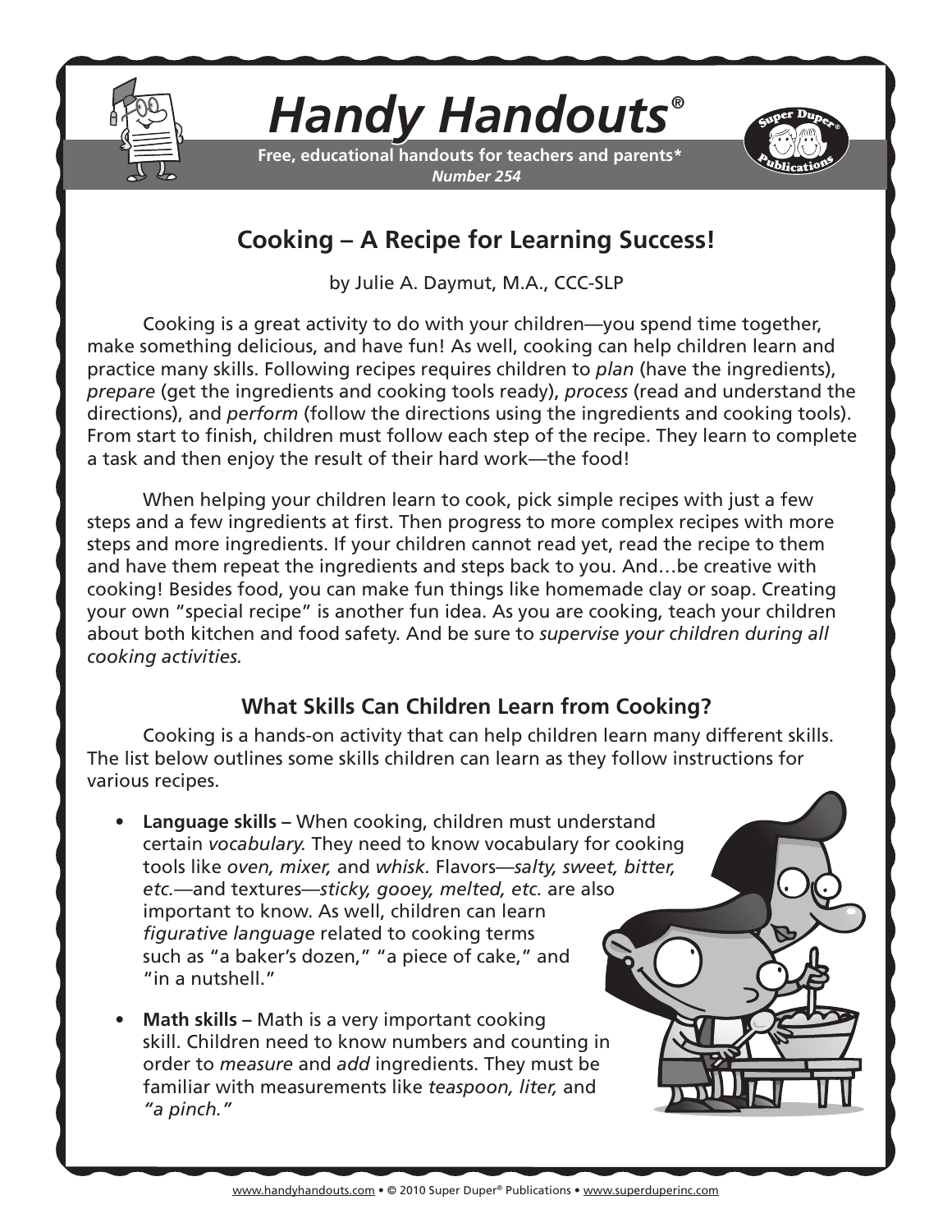# Handy Handouts®

**Free, educational handouts for teachers and parents***
***Number 254***

## Cooking – A Recipe for Learning Success!

by Julie A. Daymut, M.A., CCC-SLP

Cooking is a great activity to do with your children—you spend time together, make something delicious, and have fun! As well, cooking can help children learn and practice many skills. Following recipes requires children to *plan* (have the ingredients), *prepare* (get the ingredients and cooking tools ready), *process* (read and understand the directions), and *perform* (follow the directions using the ingredients and cooking tools). From start to finish, children must follow each step of the recipe. They learn to complete a task and then enjoy the result of their hard work—the food!

When helping your children learn to cook, pick simple recipes with just a few steps and a few ingredients at first. Then progress to more complex recipes with more steps and more ingredients. If your children cannot read yet, read the recipe to them and have them repeat the ingredients and steps back to you. And…be creative with cooking! Besides food, you can make fun things like homemade clay or soap. Creating your own "special recipe" is another fun idea. As you are cooking, teach your children about both kitchen and food safety. And be sure to *supervise your children during all cooking activities.*

### What Skills Can Children Learn from Cooking?

Cooking is a hands-on activity that can help children learn many different skills. The list below outlines some skills children can learn as they follow instructions for various recipes.

- **Language skills** – When cooking, children must understand certain *vocabulary.* They need to know vocabulary for cooking tools like *oven, mixer,* and *whisk.* Flavors—*salty, sweet, bitter, etc.*—and textures—*sticky, gooey, melted, etc.* are also important to know. As well, children can learn *figurative language* related to cooking terms such as "a baker's dozen," "a piece of cake," and "in a nutshell."

- **Math skills** – Math is a very important cooking skill. Children need to know numbers and counting in order to *measure* and *add* ingredients. They must be familiar with measurements like *teaspoon, liter,* and *"a pinch."*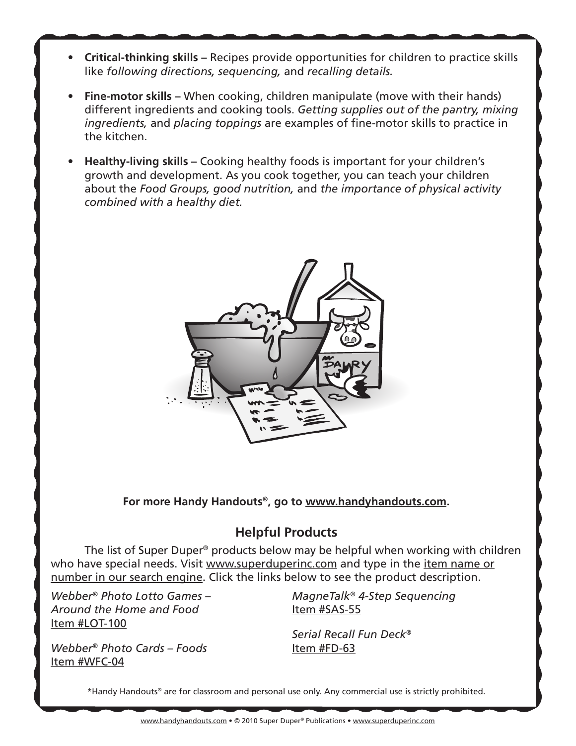- **Critical-thinking skills –** Recipes provide opportunities for children to practice skills like *following directions, sequencing,* and *recalling details.*
- **Fine-motor skills –** When cooking, children manipulate (move with their hands) different ingredients and cooking tools. *Getting supplies out of the pantry, mixing ingredients,* and *placing toppings* are examples of fine-motor skills to practice in the kitchen.
- **Healthy-living skills –** Cooking healthy foods is important for your children's growth and development. As you cook together, you can teach your children about the *Food Groups, good nutrition,* and *the importance of physical activity combined with a healthy diet.*

**For more Handy Handouts®, go to www.handyhandouts.com.**

## Helpful Products

The list of Super Duper® products below may be helpful when working with children who have special needs. Visit www.superduperinc.com and type in the item name or number in our search engine. Click the links below to see the product description.

*Webber® Photo Lotto Games – Around the Home and Food*
Item #LOT-100

*Webber® Photo Cards – Foods*
Item #WFC-04

*MagneTalk® 4-Step Sequencing*
Item #SAS-55

*Serial Recall Fun Deck®*
Item #FD-63

*Handy Handouts® are for classroom and personal use only. Any commercial use is strictly prohibited.

www.handyhandouts.com • © 2010 Super Duper® Publications • www.superduperinc.com